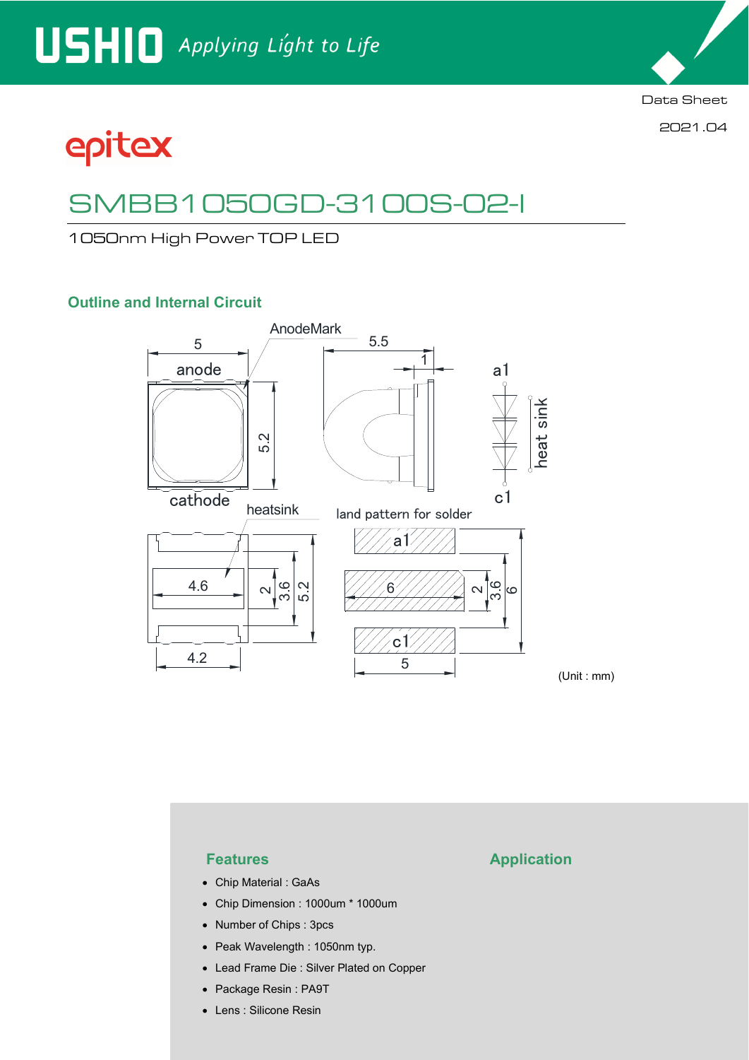USHIO *Applying Light to Life*

Data Sheet

2021.04

epitex

# SMBB1050GD-3100S-02-I

1050nm High Power TOP LED

## Outline and Internal Circuit

(Unit : mm)

## Features

- Chip Material : GaAs
- Chip Dimension : 1000um * 1000um
- Number of Chips : 3pcs
- Peak Wavelength : 1050nm typ.
- Lead Frame Die : Silver Plated on Copper
- Package Resin : PA9T
- Lens : Silicone Resin

## Application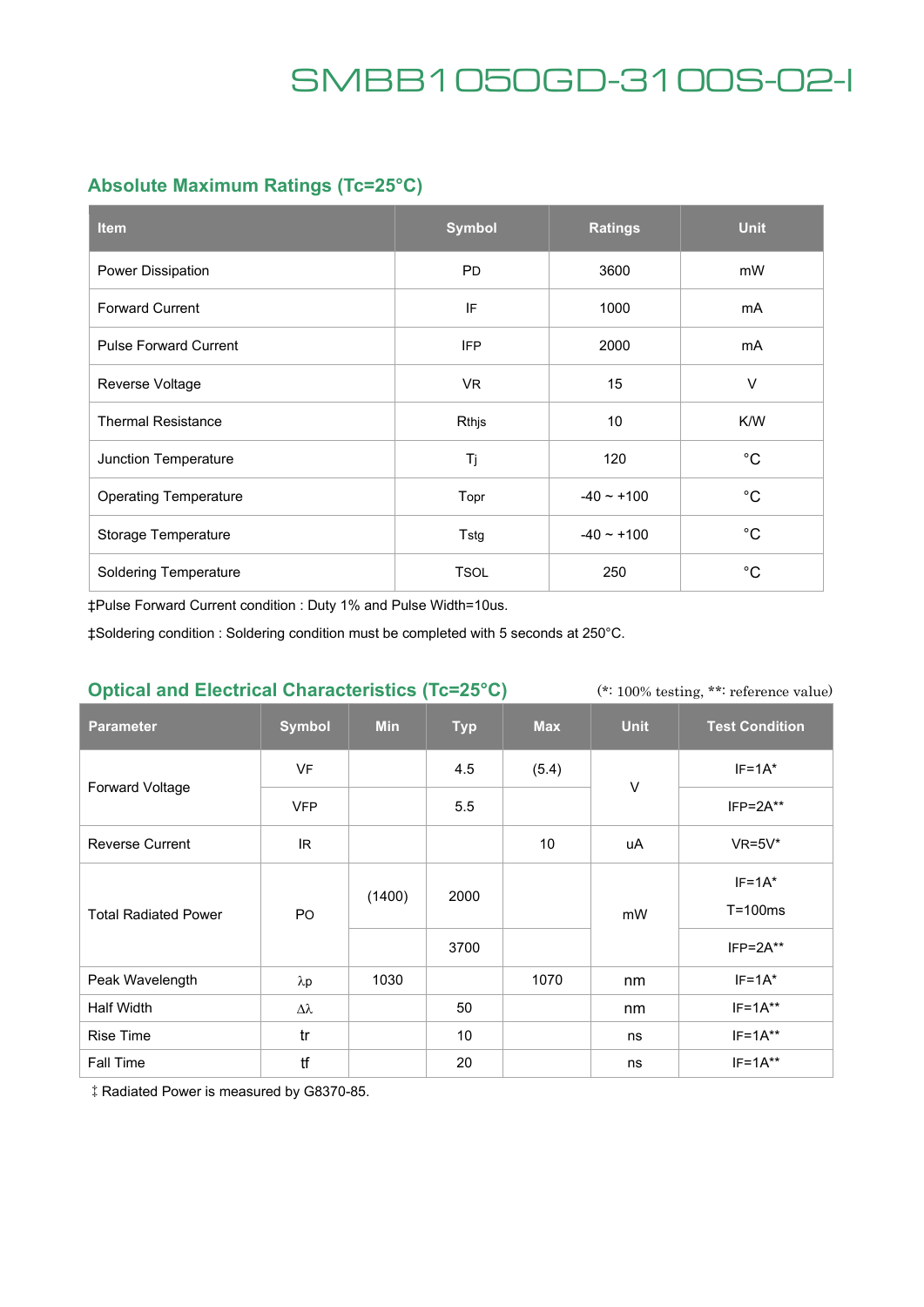# SMBB1050GD-3100S-02-I

## Absolute Maximum Ratings (Tc=25°C)

| Item | Symbol | Ratings | Unit |
|---|---|---|---|
| Power Dissipation | PD | 3600 | mW |
| Forward Current | IF | 1000 | mA |
| Pulse Forward Current | IFP | 2000 | mA |
| Reverse Voltage | VR | 15 | V |
| Thermal Resistance | Rthjs | 10 | K/W |
| Junction Temperature | Tj | 120 | °C |
| Operating Temperature | Topr | -40 ~ +100 | °C |
| Storage Temperature | Tstg | -40 ~ +100 | °C |
| Soldering Temperature | TSOL | 250 | °C |

‡Pulse Forward Current condition : Duty 1% and Pulse Width=10us.

‡Soldering condition : Soldering condition must be completed with 5 seconds at 250°C.

## Optical and Electrical Characteristics (Tc=25°C)

(*: 100% testing, **: reference value)

| Parameter | Symbol | Min | Typ | Max | Unit | Test Condition |
|---|---|---|---|---|---|---|
| Forward Voltage | VF | | 4.5 | (5.4) | V | IF=1A* |
| | VFP | | 5.5 | | | IFP=2A** |
| Reverse Current | IR | | | 10 | uA | VR=5V* |
| Total Radiated Power | PO | (1400) | 2000 | | mW | IF=1A* T=100ms |
| | | | 3700 | | | IFP=2A** |
| Peak Wavelength | λp | 1030 | | 1070 | nm | IF=1A* |
| Half Width | Δλ | | 50 | | nm | IF=1A** |
| Rise Time | tr | | 10 | | ns | IF=1A** |
| Fall Time | tf | | 20 | | ns | IF=1A** |

‡ Radiated Power is measured by G8370-85.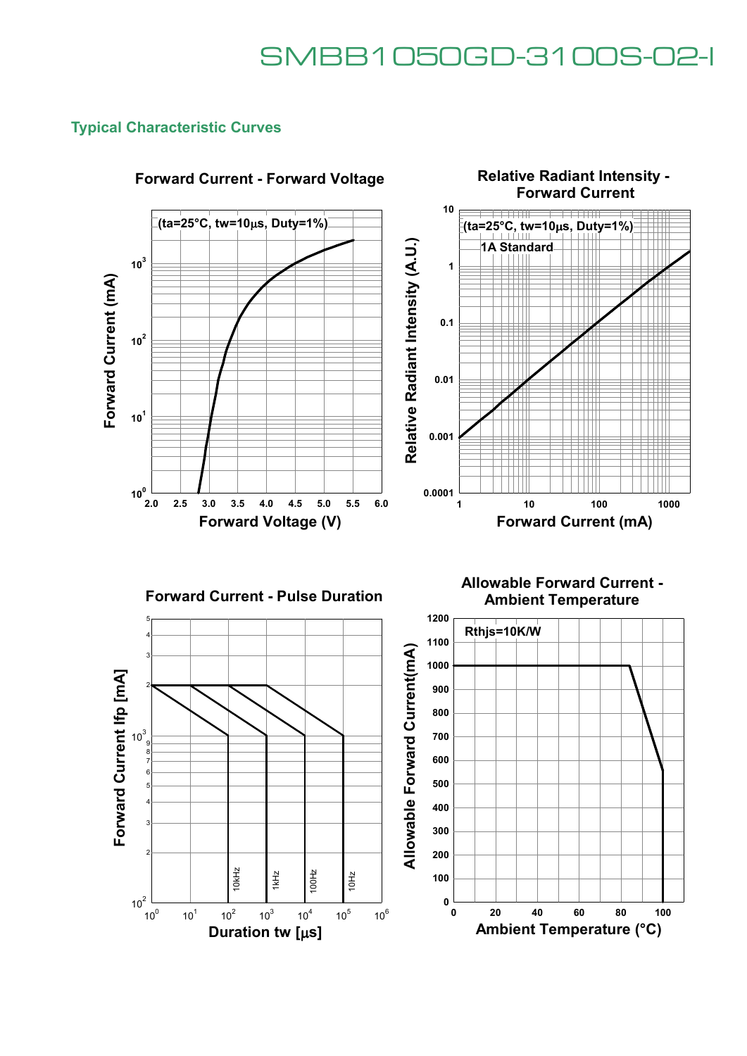## Typical Characteristic Curves

**Forward Current - Forward Voltage**

(ta=25°C, tw=10µs, Duty=1%)

Forward Current (mA)

Forward Voltage (V)

**Relative Radiant Intensity - Forward Current**

(ta=25°C, tw=10µs, Duty=1%)

1A Standard

Relative Radiant Intensity (A.U.)

Forward Current (mA)

**Forward Current - Pulse Duration**

Forward Current Ifp [mA]

Duration tw [µs]

10kHz, 1kHz, 100Hz, 10Hz

**Allowable Forward Current - Ambient Temperature**

Rthjs=10K/W

Allowable Forward Current(mA)

Ambient Temperature (°C)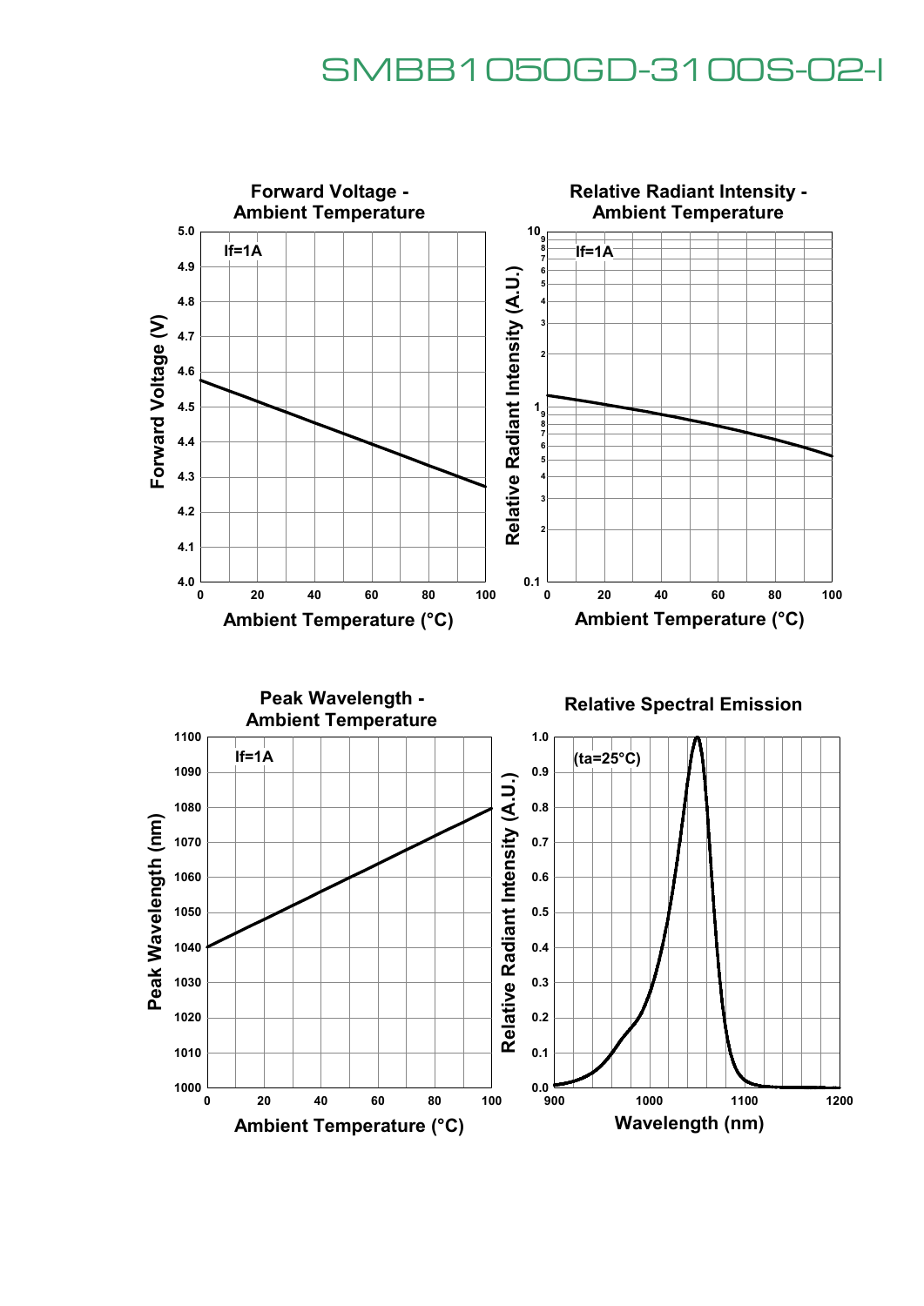# SMBB1050GD-3100S-02-I

### Forward Voltage - Ambient Temperature

If=1A

Forward Voltage (V)

Ambient Temperature (°C)

### Relative Radiant Intensity - Ambient Temperature

If=1A

Relative Radiant Intensity (A.U.)

Ambient Temperature (°C)

### Peak Wavelength - Ambient Temperature

If=1A

Peak Wavelength (nm)

Ambient Temperature (°C)

### Relative Spectral Emission

(ta=25°C)

Relative Radiant Intensity (A.U.)

Wavelength (nm)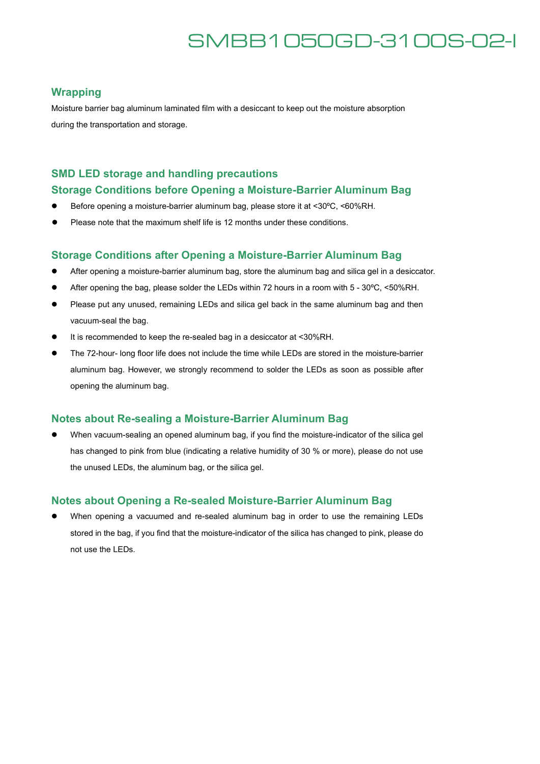## Wrapping

Moisture barrier bag aluminum laminated film with a desiccant to keep out the moisture absorption during the transportation and storage.

## SMD LED storage and handling precautions

### Storage Conditions before Opening a Moisture-Barrier Aluminum Bag

- Before opening a moisture-barrier aluminum bag, please store it at <30ºC, <60%RH.
- Please note that the maximum shelf life is 12 months under these conditions.

### Storage Conditions after Opening a Moisture-Barrier Aluminum Bag

- After opening a moisture-barrier aluminum bag, store the aluminum bag and silica gel in a desiccator.
- After opening the bag, please solder the LEDs within 72 hours in a room with 5 - 30ºC, <50%RH.
- Please put any unused, remaining LEDs and silica gel back in the same aluminum bag and then vacuum-seal the bag.
- It is recommended to keep the re-sealed bag in a desiccator at <30%RH.
- The 72-hour- long floor life does not include the time while LEDs are stored in the moisture-barrier aluminum bag. However, we strongly recommend to solder the LEDs as soon as possible after opening the aluminum bag.

### Notes about Re-sealing a Moisture-Barrier Aluminum Bag

- When vacuum-sealing an opened aluminum bag, if you find the moisture-indicator of the silica gel has changed to pink from blue (indicating a relative humidity of 30 % or more), please do not use the unused LEDs, the aluminum bag, or the silica gel.

### Notes about Opening a Re-sealed Moisture-Barrier Aluminum Bag

- When opening a vacuumed and re-sealed aluminum bag in order to use the remaining LEDs stored in the bag, if you find that the moisture-indicator of the silica has changed to pink, please do not use the LEDs.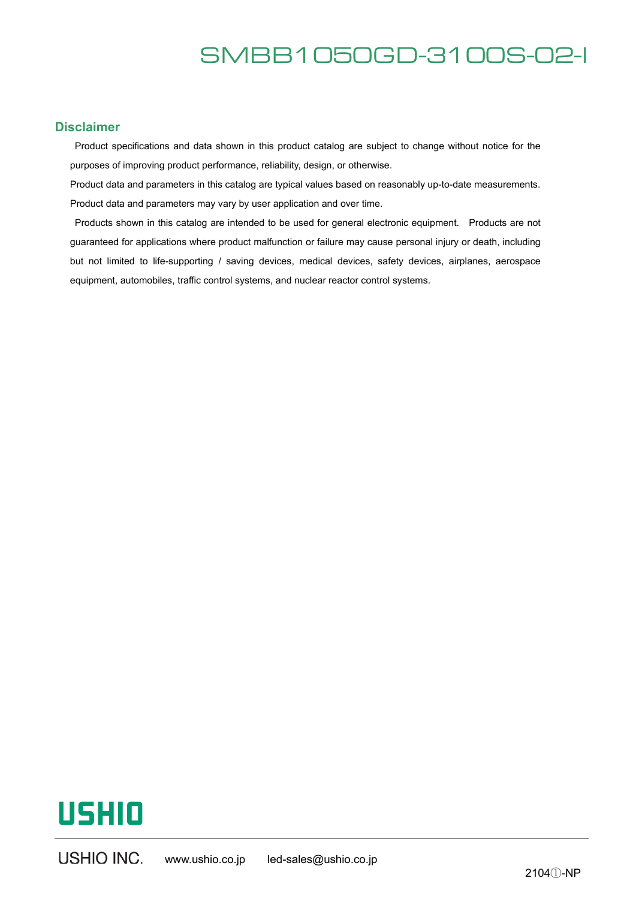## Disclaimer

Product specifications and data shown in this product catalog are subject to change without notice for the purposes of improving product performance, reliability, design, or otherwise.

Product data and parameters in this catalog are typical values based on reasonably up-to-date measurements. Product data and parameters may vary by user application and over time.

Products shown in this catalog are intended to be used for general electronic equipment. Products are not guaranteed for applications where product malfunction or failure may cause personal injury or death, including but not limited to life-supporting / saving devices, medical devices, safety devices, airplanes, aerospace equipment, automobiles, traffic control systems, and nuclear reactor control systems.